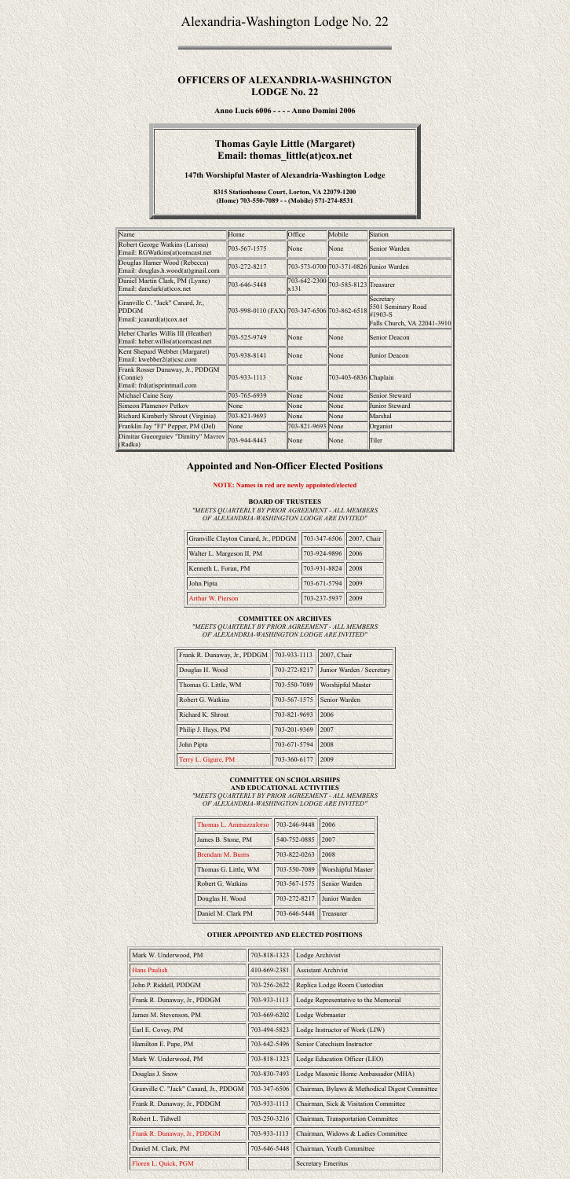# Alexandria-Washington Lodge No. 22

## OFFICERS OF ALEXANDRIA-WASHINGTON LODGE No. 22

**Anno Lucis 6006 - - - - Anno Domini 2006**

### Thomas Gayle Little (Margaret)
### Email: thomas_little(at)cox.net

**147th Worshipful Master of Alexandria-Washington Lodge**

**8315 Stationhouse Court, Lorton, VA 22079-1200**
**(Home) 703-550-7089 - - (Mobile) 571-274-8531**

| Name | Home | Office | Mobile | Station |
|---|---|---|---|---|
| Robert George Watkins (Larissa) Email: RGWatkins(at)comcast.net | 703-567-1575 | None | None | Senior Warden |
| Douglas Hamer Wood (Rebecca) Email: douglas.h.wood(at)gmail.com | 703-272-8217 | 703-573-0700 | 703-371-0826 | Junior Warden |
| Daniel Martin Clark, PM (Lynne) Email: danclark(at)cox.net | 703-646-5448 | 703-642-2300 x131 | 703-585-8123 | Treasurer |
| Granville C. "Jack" Canard, Jr., PDDGM Email: jcanard(at)cox.net | 703-998-0110 (FAX) | 703-347-6506 | 703-862-6518 | Secretary 5501 Seminary Road #1903-S Falls Church, VA 22041-3910 |
| Heber Charles Willis III (Heather) Email: heber.willis(at)comcast.net | 703-525-9749 | None | None | Senior Deacon |
| Kent Shepard Webber (Margaret) Email: kwebber2(at)csc.com | 703-938-8141 | None | None | Junior Deacon |
| Frank Rosser Dunaway, Jr., PDDGM (Connie) Email: frd(at)sprintmail.com | 703-933-1113 | None | 703-403-6836 | Chaplain |
| Michael Caine Seay | 703-765-6939 | None | None | Senior Steward |
| Simeon Plamenov Petkov | None | None | None | Junior Steward |
| Richard Kimberly Shrout (Virginia) | 703-821-9693 | None | None | Marshal |
| Franklin Jay "FJ" Pepper, PM (Del) | None | 703-821-9693 | None | Organist |
| Dimitar Gueorguiev "Dimitry" Mavrov (Radka) | 703-944-8443 | None | None | Tiler |

## Appointed and Non-Officer Elected Positions

**NOTE: Names in red are newly appointed/elected**

**BOARD OF TRUSTEES**
*"MEETS QUARTERLY BY PRIOR AGREEMENT - ALL MEMBERS OF ALEXANDRIA-WASHINGTON LODGE ARE INVITED"*

| Name | Phone | Term |
|---|---|---|
| Granville Clayton Canard, Jr., PDDGM | 703-347-6506 | 2007, Chair |
| Walter L. Margeson II, PM | 703-924-9896 | 2006 |
| Kenneth L. Foran, PM | 703-931-8824 | 2008 |
| John Pipta | 703-671-5794 | 2009 |
| Arthur W. Pierson | 703-237-5937 | 2009 |

**COMMITTEE ON ARCHIVES**
*"MEETS QUARTERLY BY PRIOR AGREEMENT - ALL MEMBERS OF ALEXANDRIA-WASHINGTON LODGE ARE INVITED"*

| Name | Phone | Term |
|---|---|---|
| Frank R. Dunaway, Jr., PDDGM | 703-933-1113 | 2007, Chair |
| Douglas H. Wood | 703-272-8217 | Junior Warden / Secretary |
| Thomas G. Little, WM | 703-550-7089 | Worshipful Master |
| Robert G. Watkins | 703-567-1575 | Senior Warden |
| Richard K. Shrout | 703-821-9693 | 2006 |
| Philip J. Hays, PM | 703-201-9369 | 2007 |
| John Pipta | 703-671-5794 | 2008 |
| Terry L. Gigure, PM | 703-360-6177 | 2009 |

**COMMITTEE ON SCHOLARSHIPS AND EDUCATIONAL ACTIVITIES**
*"MEETS QUARTERLY BY PRIOR AGREEMENT - ALL MEMBERS OF ALEXANDRIA-WASHINGTON LODGE ARE INVITED"*

| Name | Phone | Term |
|---|---|---|
| Thomas L. Ammazzalorso | 703-246-9448 | 2006 |
| James B. Stone, PM | 540-752-0885 | 2007 |
| Brendam M. Burns | 703-822-0263 | 2008 |
| Thomas G. Little, WM | 703-550-7089 | Worshipful Master |
| Robert G. Watkins | 703-567-1575 | Senior Warden |
| Douglas H. Wood | 703-272-8217 | Junior Warden |
| Daniel M. Clark PM | 703-646-5448 | Treasurer |

**OTHER APPOINTED AND ELECTED POSITIONS**

| Name | Phone | Position |
|---|---|---|
| Mark W. Underwood, PM | 703-818-1323 | Lodge Archivist |
| Hans Paulish | 410-669-2381 | Assistant Archivist |
| John P. Riddell, PDDGM | 703-256-2622 | Replica Lodge Room Custodian |
| Frank R. Dunaway, Jr., PDDGM | 703-933-1113 | Lodge Representative to the Memorial |
| James M. Stevenson, PM | 703-669-6202 | Lodge Webmaster |
| Earl E. Covey, PM | 703-494-5823 | Lodge Instructor of Work (LIW) |
| Hamilton E. Pape, PM | 703-642-5496 | Senior Catechism Instructor |
| Mark W. Underwood, PM | 703-818-1323 | Lodge Education Officer (LEO) |
| Douglas J. Snow | 703-830-7493 | Lodge Masonic Home Ambassador (MHA) |
| Granville C. "Jack" Canard, Jr., PDDGM | 703-347-6506 | Chairman, Bylaws & Methodical Digest Committee |
| Frank R. Dunaway, Jr., PDDGM | 703-933-1113 | Chairman, Sick & Visitation Committee |
| Robert L. Tidwell | 703-250-3216 | Chairman, Transportation Committee |
| Frank R. Dunaway, Jr., PDDGM | 703-933-1113 | Chairman, Widows & Ladies Committee |
| Daniel M. Clark, PM | 703-646-5448 | Chairman, Youth Committee |
| Floren L. Quick, PGM | | Secretary Emeritus |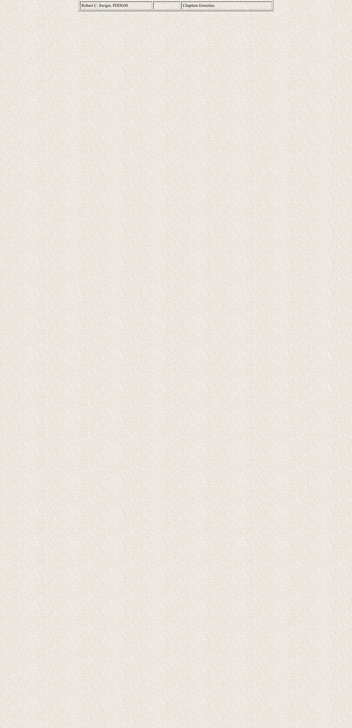| | | |
|---|---|---|
| Robert C. Swiger, PDDGM | | Chaplain Emeritus |